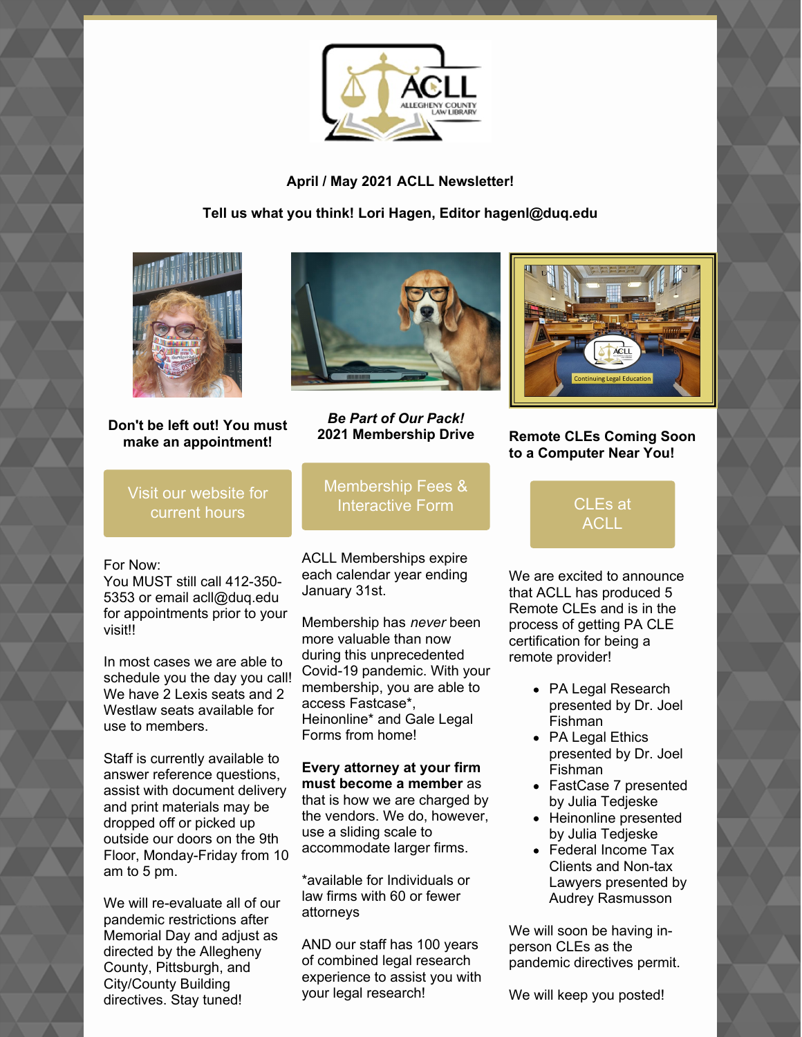**April / May 2021 ACLL Newsletter!**

**Tell us what you think! Lori Hagen, Editor hagenl@duq.edu**

**Don't be left out! You must make an appointment!**

Visit our website for current hours

For Now:
You MUST still call 412-350-5353 or email acll@duq.edu for appointments prior to your visit!!

In most cases we are able to schedule you the day you call! We have 2 Lexis seats and 2 Westlaw seats available for use to members.

Staff is currently available to answer reference questions, assist with document delivery and print materials may be dropped off or picked up outside our doors on the 9th Floor, Monday-Friday from 10 am to 5 pm.

We will re-evaluate all of our pandemic restrictions after Memorial Day and adjust as directed by the Allegheny County, Pittsburgh, and City/County Building directives. Stay tuned!

***Be Part of Our Pack!***
**2021 Membership Drive**

Membership Fees & Interactive Form

ACLL Memberships expire each calendar year ending January 31st.

Membership has *never* been more valuable than now during this unprecedented Covid-19 pandemic. With your membership, you are able to access Fastcase*, Heinonline* and Gale Legal Forms from home!

**Every attorney at your firm must become a member** as that is how we are charged by the vendors. We do, however, use a sliding scale to accommodate larger firms.

*available for Individuals or law firms with 60 or fewer attorneys

AND our staff has 100 years of combined legal research experience to assist you with your legal research!

**Remote CLEs Coming Soon to a Computer Near You!**

CLEs at ACLL

We are excited to announce that ACLL has produced 5 Remote CLEs and is in the process of getting PA CLE certification for being a remote provider!

- PA Legal Research presented by Dr. Joel Fishman
- PA Legal Ethics presented by Dr. Joel Fishman
- FastCase 7 presented by Julia Tedjeske
- Heinonline presented by Julia Tedjeske
- Federal Income Tax Clients and Non-tax Lawyers presented by Audrey Rasmusson

We will soon be having in-person CLEs as the pandemic directives permit.

We will keep you posted!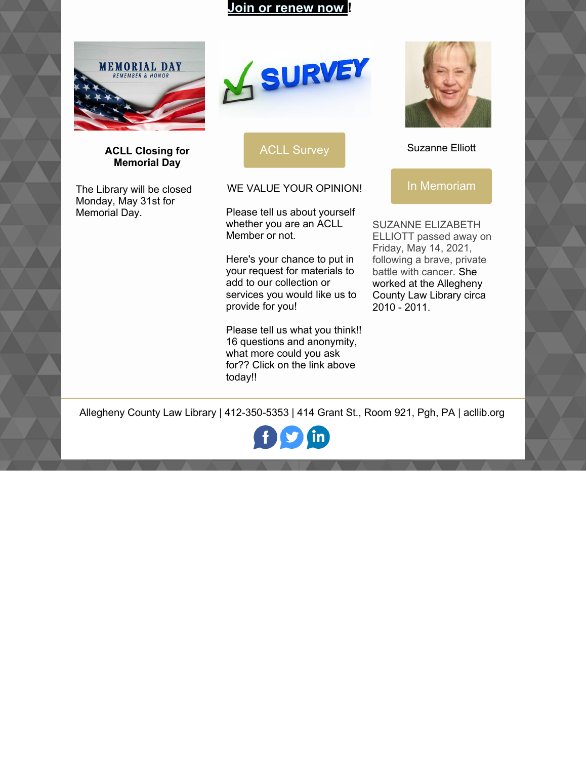**Join or renew now !**

**ACLL Closing for Memorial Day**

The Library will be closed Monday, May 31st for Memorial Day.

ACLL Survey

WE VALUE YOUR OPINION!

Please tell us about yourself whether you are an ACLL Member or not.

Here's your chance to put in your request for materials to add to our collection or services you would like us to provide for you!

Please tell us what you think!! 16 questions and anonymity, what more could you ask for?? Click on the link above today!!

Suzanne Elliott

In Memoriam

SUZANNE ELIZABETH ELLIOTT passed away on Friday, May 14, 2021, following a brave, private battle with cancer. She worked at the Allegheny County Law Library circa 2010 - 2011.

Allegheny County Law Library | 412-350-5353 | 414 Grant St., Room 921, Pgh, PA | acllib.org